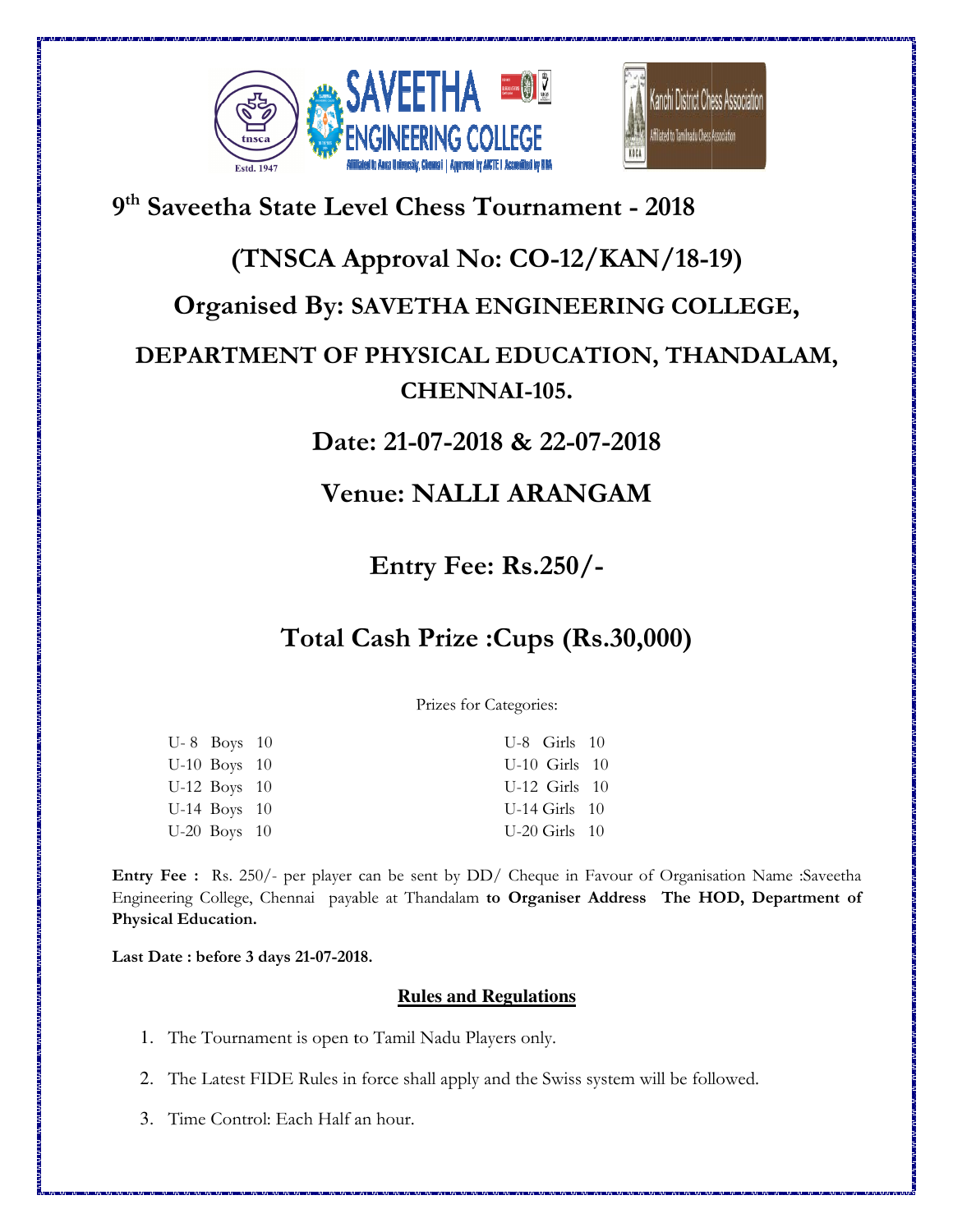# 9th Saveetha State Level Chess Tournament - 2018

## (TNSCA Approval No: CO-12/KAN/18-19)

## Organised By: SAVETHA ENGINEERING COLLEGE,

## DEPARTMENT OF PHYSICAL EDUCATION, THANDALAM, CHENNAI-105.

## Date: 21-07-2018 & 22-07-2018

## Venue: NALLI ARANGAM

## Entry Fee: Rs.250/-

## Total Cash Prize :Cups (Rs.30,000)

Prizes for Categories:

| | | | |
|---|---|---|---|
| U- 8 Boys | 10 | U-8 Girls | 10 |
| U-10 Boys | 10 | U-10 Girls | 10 |
| U-12 Boys | 10 | U-12 Girls | 10 |
| U-14 Boys | 10 | U-14 Girls | 10 |
| U-20 Boys | 10 | U-20 Girls | 10 |

**Entry Fee :** Rs. 250/- per player can be sent by DD/ Cheque in Favour of Organisation Name :Saveetha Engineering College, Chennai payable at Thandalam **to Organiser Address The HOD, Department of Physical Education.**

**Last Date : before 3 days 21-07-2018.**

**Rules and Regulations**

1. The Tournament is open to Tamil Nadu Players only.
2. The Latest FIDE Rules in force shall apply and the Swiss system will be followed.
3. Time Control: Each Half an hour.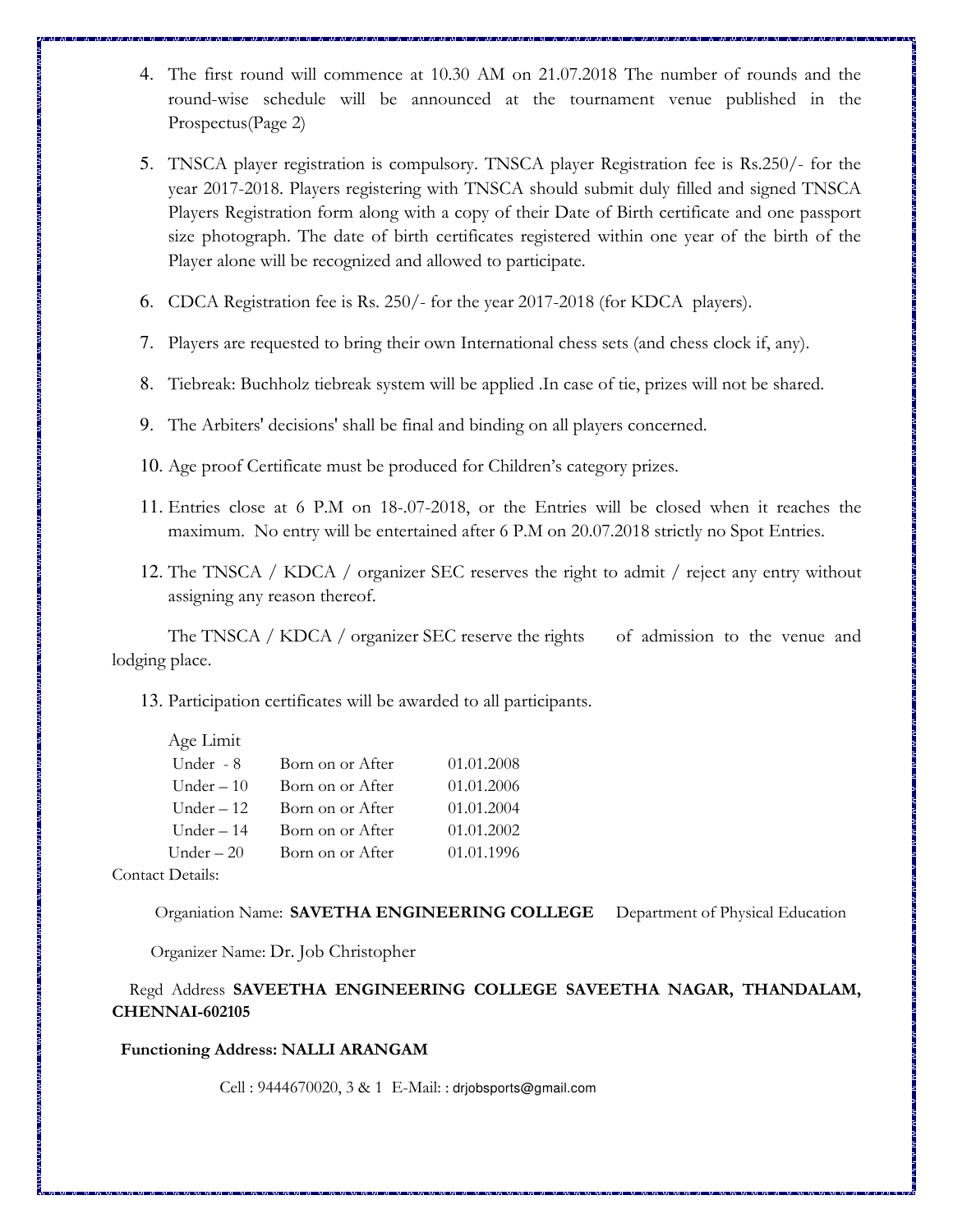4. The first round will commence at 10.30 AM on 21.07.2018 The number of rounds and the round-wise schedule will be announced at the tournament venue published in the Prospectus(Page 2)

5. TNSCA player registration is compulsory. TNSCA player Registration fee is Rs.250/- for the year 2017-2018. Players registering with TNSCA should submit duly filled and signed TNSCA Players Registration form along with a copy of their Date of Birth certificate and one passport size photograph. The date of birth certificates registered within one year of the birth of the Player alone will be recognized and allowed to participate.

6. CDCA Registration fee is Rs. 250/- for the year 2017-2018 (for KDCA players).

7. Players are requested to bring their own International chess sets (and chess clock if, any).

8. Tiebreak: Buchholz tiebreak system will be applied .In case of tie, prizes will not be shared.

9. The Arbiters' decisions' shall be final and binding on all players concerned.

10. Age proof Certificate must be produced for Children's category prizes.

11. Entries close at 6 P.M on 18-.07-2018, or the Entries will be closed when it reaches the maximum. No entry will be entertained after 6 P.M on 20.07.2018 strictly no Spot Entries.

12. The TNSCA / KDCA / organizer SEC reserves the right to admit / reject any entry without assigning any reason thereof.

The TNSCA / KDCA / organizer SEC reserve the rights of admission to the venue and lodging place.

13. Participation certificates will be awarded to all participants.

Age Limit

| | | |
|---|---|---|
| Under - 8 | Born on or After | 01.01.2008 |
| Under – 10 | Born on or After | 01.01.2006 |
| Under – 12 | Born on or After | 01.01.2004 |
| Under – 14 | Born on or After | 01.01.2002 |
| Under – 20 | Born on or After | 01.01.1996 |

Contact Details:

Organiation Name: **SAVETHA ENGINEERING COLLEGE** Department of Physical Education

Organizer Name: Dr. Job Christopher

Regd Address **SAVEETHA ENGINEERING COLLEGE SAVEETHA NAGAR, THANDALAM, CHENNAI-602105**

**Functioning Address: NALLI ARANGAM**

Cell : 9444670020, 3 & 1 E-Mail: : drjobsports@gmail.com